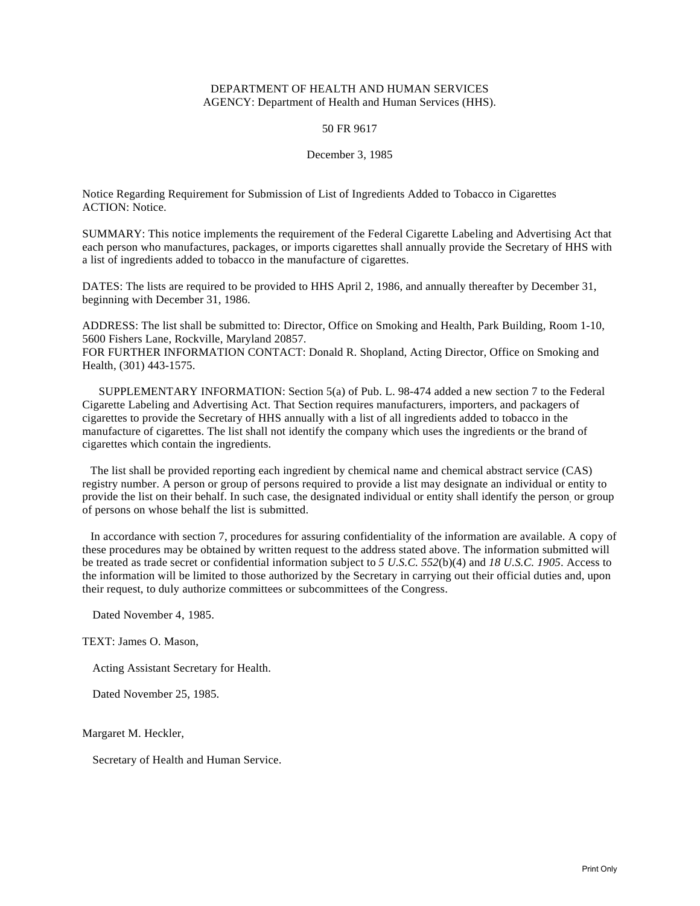DEPARTMENT OF HEALTH AND HUMAN SERVICES
AGENCY: Department of Health and Human Services (HHS).

50 FR 9617

December 3, 1985

Notice Regarding Requirement for Submission of List of Ingredients Added to Tobacco in Cigarettes
ACTION: Notice.

SUMMARY: This notice implements the requirement of the Federal Cigarette Labeling and Advertising Act that each person who manufactures, packages, or imports cigarettes shall annually provide the Secretary of HHS with a list of ingredients added to tobacco in the manufacture of cigarettes.

DATES: The lists are required to be provided to HHS April 2, 1986, and annually thereafter by December 31, beginning with December 31, 1986.

ADDRESS: The list shall be submitted to: Director, Office on Smoking and Health, Park Building, Room 1-10, 5600 Fishers Lane, Rockville, Maryland 20857.
FOR FURTHER INFORMATION CONTACT: Donald R. Shopland, Acting Director, Office on Smoking and Health, (301) 443-1575.

SUPPLEMENTARY INFORMATION: Section 5(a) of Pub. L. 98-474 added a new section 7 to the Federal Cigarette Labeling and Advertising Act. That Section requires manufacturers, importers, and packagers of cigarettes to provide the Secretary of HHS annually with a list of all ingredients added to tobacco in the manufacture of cigarettes. The list shall not identify the company which uses the ingredients or the brand of cigarettes which contain the ingredients.

The list shall be provided reporting each ingredient by chemical name and chemical abstract service (CAS) registry number. A person or group of persons required to provide a list may designate an individual or entity to provide the list on their behalf. In such case, the designated individual or entity shall identify the person, or group of persons on whose behalf the list is submitted.

In accordance with section 7, procedures for assuring confidentiality of the information are available. A copy of these procedures may be obtained by written request to the address stated above. The information submitted will be treated as trade secret or confidential information subject to *5 U.S.C. 552*(b)(4) and *18 U.S.C. 1905*. Access to the information will be limited to those authorized by the Secretary in carrying out their official duties and, upon their request, to duly authorize committees or subcommittees of the Congress.

Dated November 4, 1985.

TEXT: James O. Mason,

Acting Assistant Secretary for Health.

Dated November 25, 1985.

Margaret M. Heckler,

Secretary of Health and Human Service.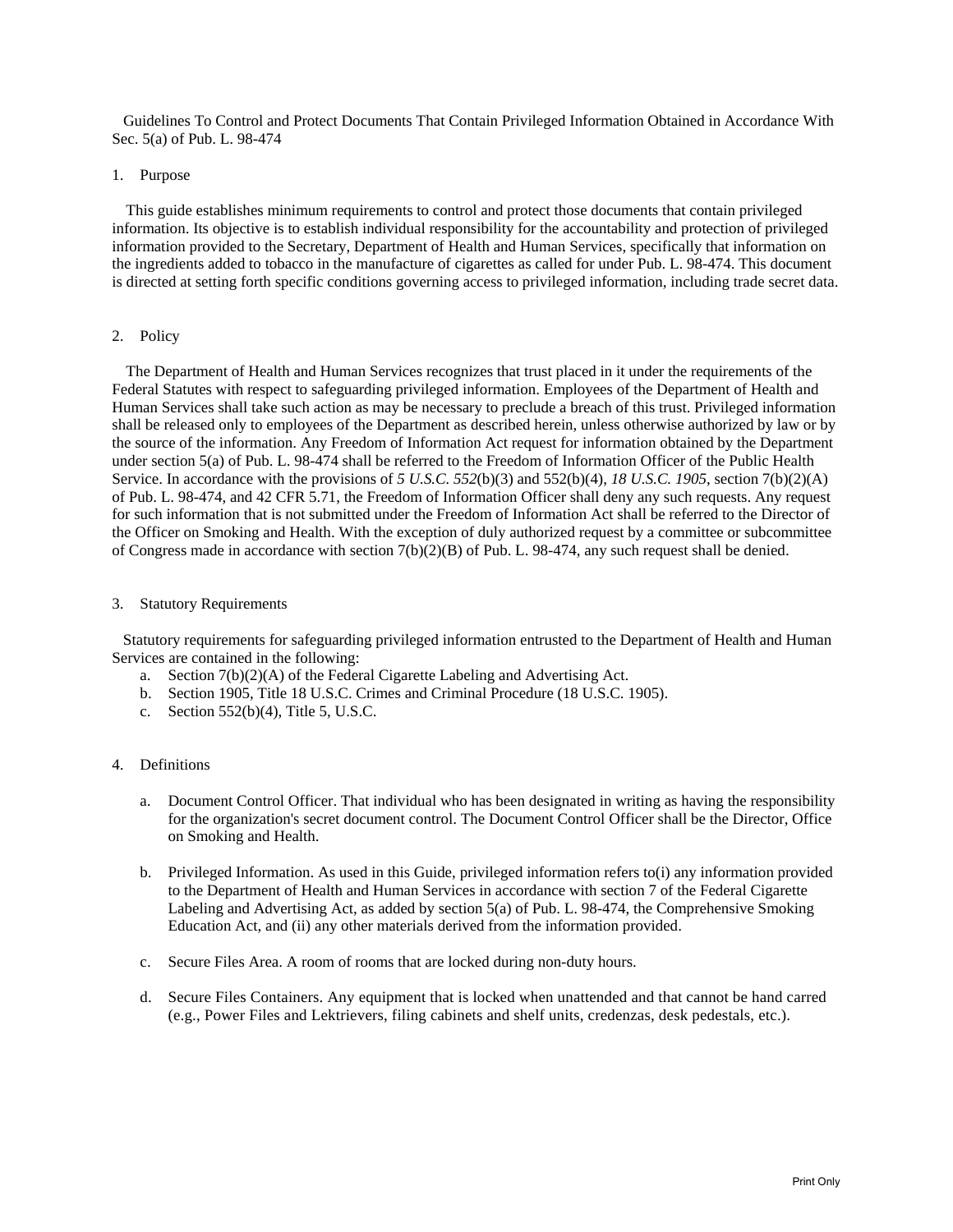Guidelines To Control and Protect Documents That Contain Privileged Information Obtained in Accordance With Sec. 5(a) of Pub. L. 98-474

1. Purpose

This guide establishes minimum requirements to control and protect those documents that contain privileged information. Its objective is to establish individual responsibility for the accountability and protection of privileged information provided to the Secretary, Department of Health and Human Services, specifically that information on the ingredients added to tobacco in the manufacture of cigarettes as called for under Pub. L. 98-474. This document is directed at setting forth specific conditions governing access to privileged information, including trade secret data.

2. Policy

The Department of Health and Human Services recognizes that trust placed in it under the requirements of the Federal Statutes with respect to safeguarding privileged information. Employees of the Department of Health and Human Services shall take such action as may be necessary to preclude a breach of this trust. Privileged information shall be released only to employees of the Department as described herein, unless otherwise authorized by law or by the source of the information. Any Freedom of Information Act request for information obtained by the Department under section 5(a) of Pub. L. 98-474 shall be referred to the Freedom of Information Officer of the Public Health Service. In accordance with the provisions of *5 U.S.C. 552*(b)(3) and 552(b)(4), *18 U.S.C. 1905*, section 7(b)(2)(A) of Pub. L. 98-474, and 42 CFR 5.71, the Freedom of Information Officer shall deny any such requests. Any request for such information that is not submitted under the Freedom of Information Act shall be referred to the Director of the Officer on Smoking and Health. With the exception of duly authorized request by a committee or subcommittee of Congress made in accordance with section 7(b)(2)(B) of Pub. L. 98-474, any such request shall be denied.

3. Statutory Requirements

Statutory requirements for safeguarding privileged information entrusted to the Department of Health and Human Services are contained in the following:

a. Section 7(b)(2)(A) of the Federal Cigarette Labeling and Advertising Act.
b. Section 1905, Title 18 U.S.C. Crimes and Criminal Procedure (18 U.S.C. 1905).
c. Section 552(b)(4), Title 5, U.S.C.

4. Definitions

a. Document Control Officer. That individual who has been designated in writing as having the responsibility for the organization's secret document control. The Document Control Officer shall be the Director, Office on Smoking and Health.

b. Privileged Information. As used in this Guide, privileged information refers to(i) any information provided to the Department of Health and Human Services in accordance with section 7 of the Federal Cigarette Labeling and Advertising Act, as added by section 5(a) of Pub. L. 98-474, the Comprehensive Smoking Education Act, and (ii) any other materials derived from the information provided.

c. Secure Files Area. A room of rooms that are locked during non-duty hours.

d. Secure Files Containers. Any equipment that is locked when unattended and that cannot be hand carred (e.g., Power Files and Lektrievers, filing cabinets and shelf units, credenzas, desk pedestals, etc.).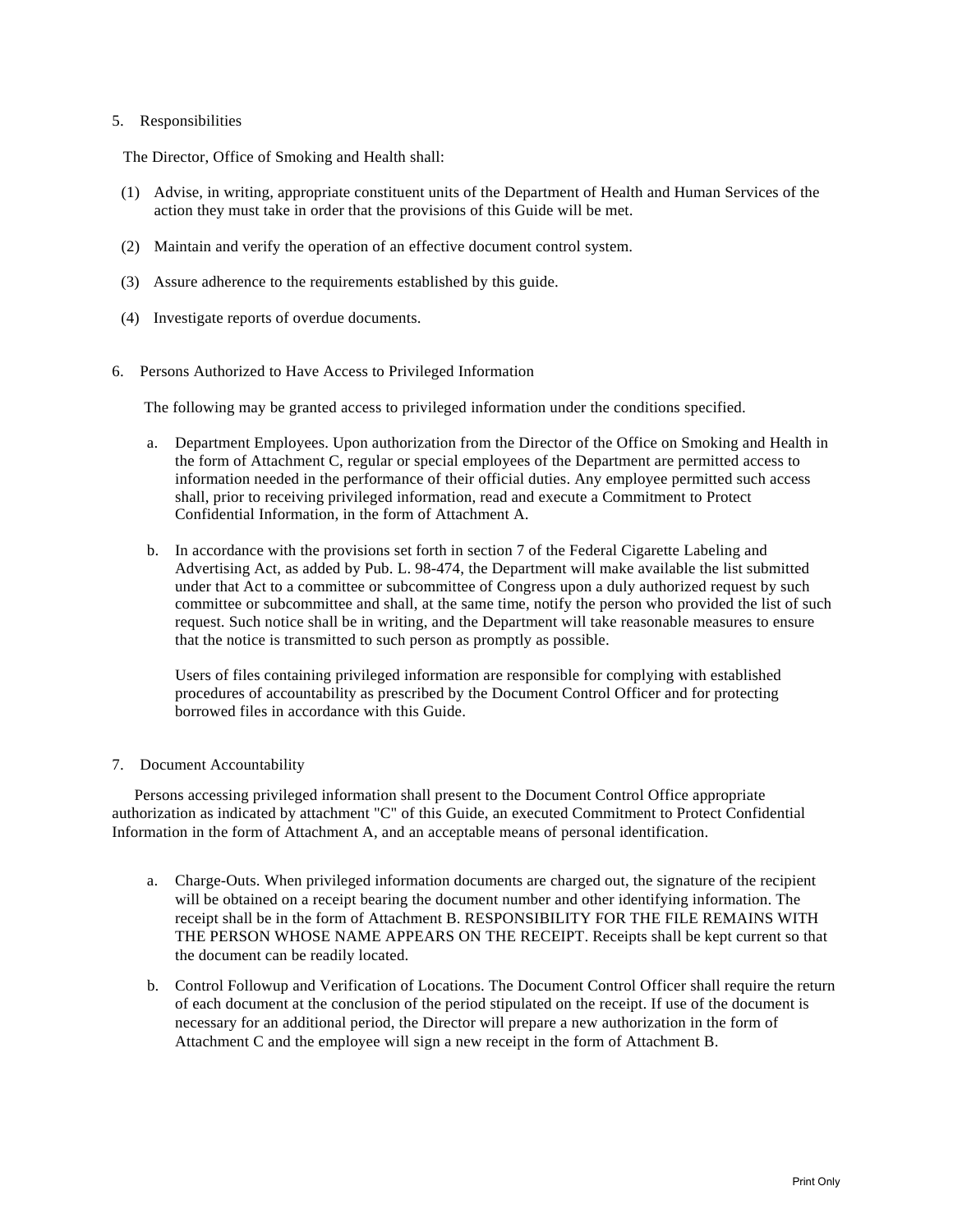5. Responsibilities

The Director, Office of Smoking and Health shall:

(1) Advise, in writing, appropriate constituent units of the Department of Health and Human Services of the action they must take in order that the provisions of this Guide will be met.

(2) Maintain and verify the operation of an effective document control system.

(3) Assure adherence to the requirements established by this guide.

(4) Investigate reports of overdue documents.

6. Persons Authorized to Have Access to Privileged Information

The following may be granted access to privileged information under the conditions specified.

a. Department Employees. Upon authorization from the Director of the Office on Smoking and Health in the form of Attachment C, regular or special employees of the Department are permitted access to information needed in the performance of their official duties. Any employee permitted such access shall, prior to receiving privileged information, read and execute a Commitment to Protect Confidential Information, in the form of Attachment A.

b. In accordance with the provisions set forth in section 7 of the Federal Cigarette Labeling and Advertising Act, as added by Pub. L. 98-474, the Department will make available the list submitted under that Act to a committee or subcommittee of Congress upon a duly authorized request by such committee or subcommittee and shall, at the same time, notify the person who provided the list of such request. Such notice shall be in writing, and the Department will take reasonable measures to ensure that the notice is transmitted to such person as promptly as possible.

   Users of files containing privileged information are responsible for complying with established procedures of accountability as prescribed by the Document Control Officer and for protecting borrowed files in accordance with this Guide.

7. Document Accountability

Persons accessing privileged information shall present to the Document Control Office appropriate authorization as indicated by attachment "C" of this Guide, an executed Commitment to Protect Confidential Information in the form of Attachment A, and an acceptable means of personal identification.

a. Charge-Outs. When privileged information documents are charged out, the signature of the recipient will be obtained on a receipt bearing the document number and other identifying information. The receipt shall be in the form of Attachment B. RESPONSIBILITY FOR THE FILE REMAINS WITH THE PERSON WHOSE NAME APPEARS ON THE RECEIPT. Receipts shall be kept current so that the document can be readily located.

b. Control Followup and Verification of Locations. The Document Control Officer shall require the return of each document at the conclusion of the period stipulated on the receipt. If use of the document is necessary for an additional period, the Director will prepare a new authorization in the form of Attachment C and the employee will sign a new receipt in the form of Attachment B.

Print Only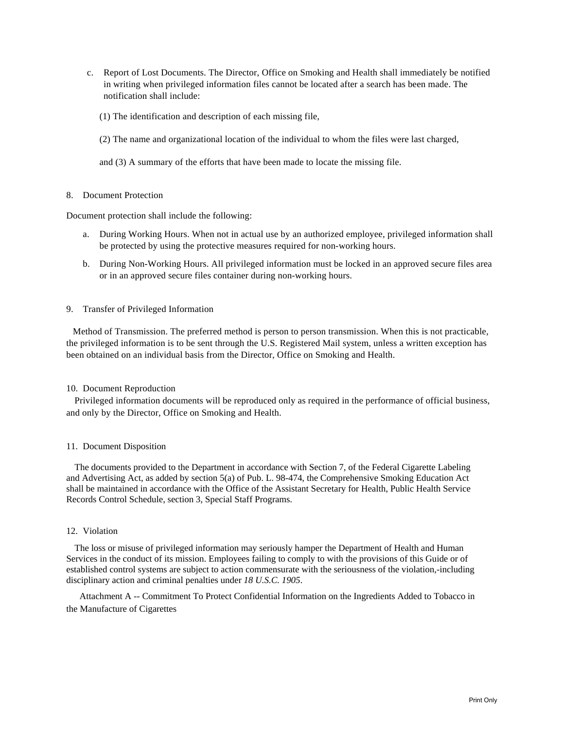c. Report of Lost Documents. The Director, Office on Smoking and Health shall immediately be notified in writing when privileged information files cannot be located after a search has been made. The notification shall include:

(1) The identification and description of each missing file,

(2) The name and organizational location of the individual to whom the files were last charged,

and (3) A summary of the efforts that have been made to locate the missing file.

8. Document Protection

Document protection shall include the following:

a. During Working Hours. When not in actual use by an authorized employee, privileged information shall be protected by using the protective measures required for non-working hours.

b. During Non-Working Hours. All privileged information must be locked in an approved secure files area or in an approved secure files container during non-working hours.

9. Transfer of Privileged Information

Method of Transmission. The preferred method is person to person transmission. When this is not practicable, the privileged information is to be sent through the U.S. Registered Mail system, unless a written exception has been obtained on an individual basis from the Director, Office on Smoking and Health.

10. Document Reproduction

Privileged information documents will be reproduced only as required in the performance of official business, and only by the Director, Office on Smoking and Health.

11. Document Disposition

The documents provided to the Department in accordance with Section 7, of the Federal Cigarette Labeling and Advertising Act, as added by section 5(a) of Pub. L. 98-474, the Comprehensive Smoking Education Act shall be maintained in accordance with the Office of the Assistant Secretary for Health, Public Health Service Records Control Schedule, section 3, Special Staff Programs.

12. Violation

The loss or misuse of privileged information may seriously hamper the Department of Health and Human Services in the conduct of its mission. Employees failing to comply to with the provisions of this Guide or of established control systems are subject to action commensurate with the seriousness of the violation,-including disciplinary action and criminal penalties under *18 U.S.C. 1905*.

Attachment A -- Commitment To Protect Confidential Information on the Ingredients Added to Tobacco in the Manufacture of Cigarettes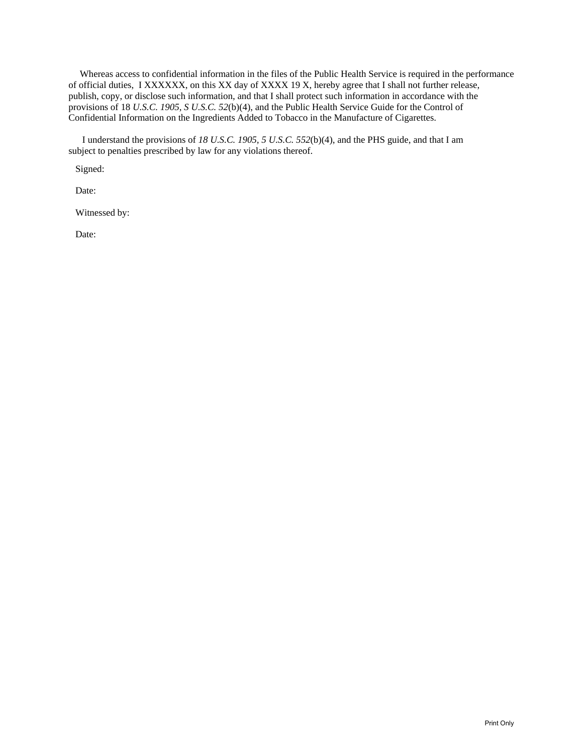Whereas access to confidential information in the files of the Public Health Service is required in the performance of official duties, I XXXXXX, on this XX day of XXXX 19 X, hereby agree that I shall not further release, publish, copy, or disclose such information, and that I shall protect such information in accordance with the provisions of 18 *U.S.C. 1905, S U.S.C. 52*(b)(4), and the Public Health Service Guide for the Control of Confidential Information on the Ingredients Added to Tobacco in the Manufacture of Cigarettes.

I understand the provisions of *18 U.S.C. 1905, 5 U.S.C. 552*(b)(4), and the PHS guide, and that I am subject to penalties prescribed by law for any violations thereof.

Signed:

Date:

Witnessed by:

Date:

Print Only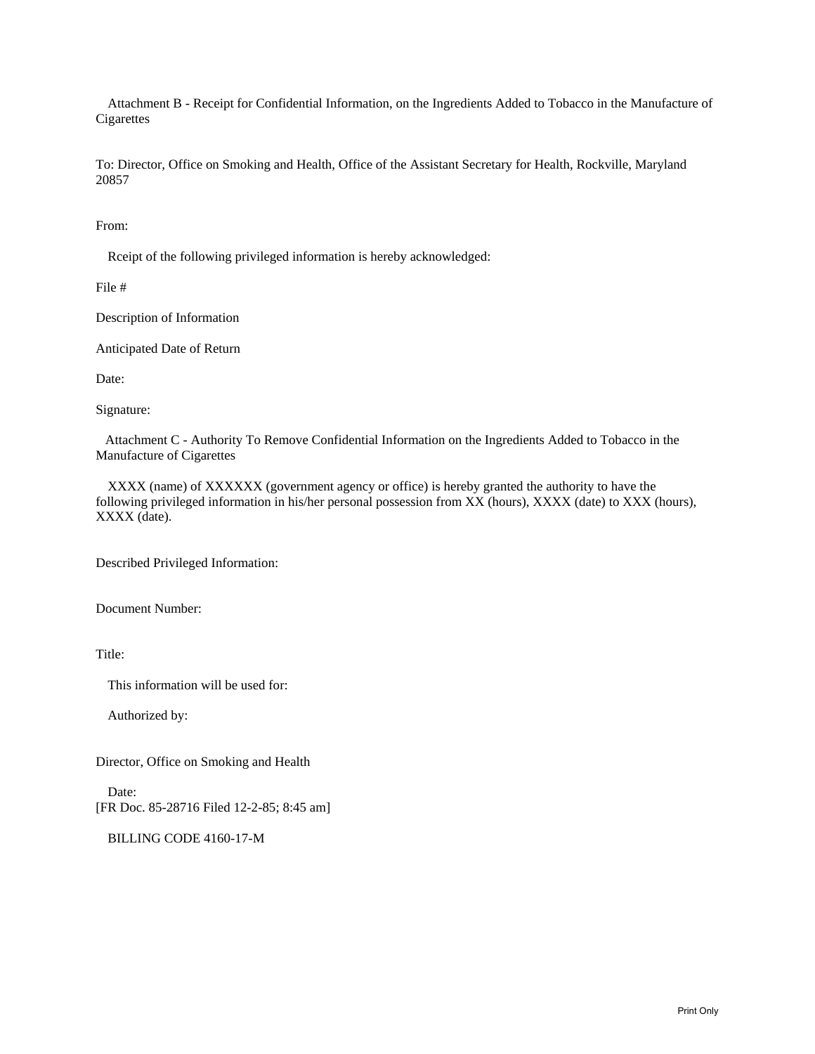Attachment B - Receipt for Confidential Information, on the Ingredients Added to Tobacco in the Manufacture of Cigarettes

To: Director, Office on Smoking and Health, Office of the Assistant Secretary for Health, Rockville, Maryland 20857

From:

Rceipt of the following privileged information is hereby acknowledged:

File #

Description of Information

Anticipated Date of Return

Date:

Signature:

Attachment C - Authority To Remove Confidential Information on the Ingredients Added to Tobacco in the Manufacture of Cigarettes

XXXX (name) of XXXXXX (government agency or office) is hereby granted the authority to have the following privileged information in his/her personal possession from XX (hours), XXXX (date) to XXX (hours), XXXX (date).

Described Privileged Information:

Document Number:

Title:

This information will be used for:

Authorized by:

Director, Office on Smoking and Health

Date:
[FR Doc. 85-28716 Filed 12-2-85; 8:45 am]

BILLING CODE 4160-17-M